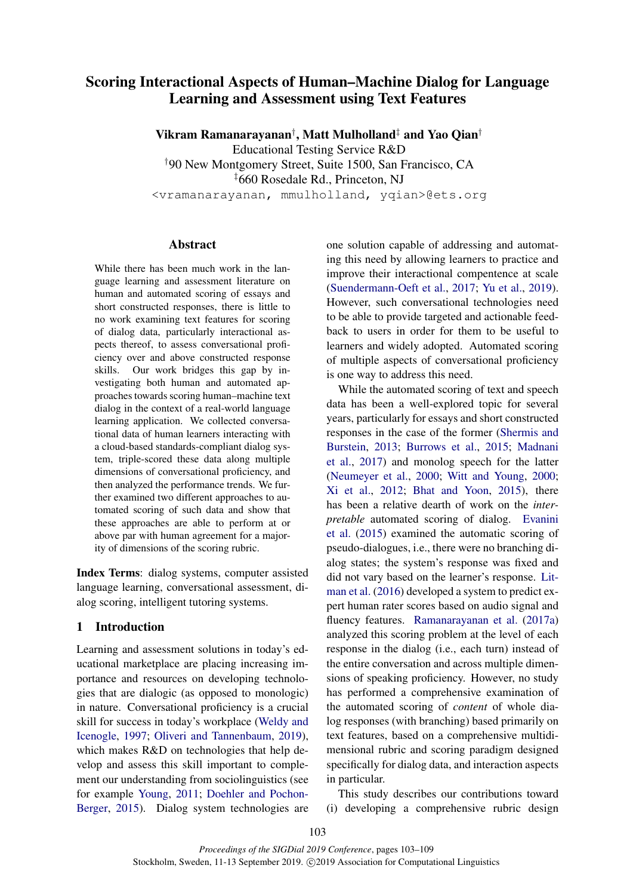# Scoring Interactional Aspects of Human–Machine Dialog for Language Learning and Assessment using Text Features

**Vikram Ramanarayanan[†], Matt Mulholland[‡] and Yao Qian[†]**
Educational Testing Service R&D
[†]90 New Montgomery Street, Suite 1500, San Francisco, CA
[‡]660 Rosedale Rd., Princeton, NJ
<vramanarayanan, mmulholland, yqian>@ets.org

## Abstract

While there has been much work in the language learning and assessment literature on human and automated scoring of essays and short constructed responses, there is little to no work examining text features for scoring of dialog data, particularly interactional aspects thereof, to assess conversational proficiency over and above constructed response skills. Our work bridges this gap by investigating both human and automated approaches towards scoring human–machine text dialog in the context of a real-world language learning application. We collected conversational data of human learners interacting with a cloud-based standards-compliant dialog system, triple-scored these data along multiple dimensions of conversational proficiency, and then analyzed the performance trends. We further examined two different approaches to automated scoring of such data and show that these approaches are able to perform at or above par with human agreement for a majority of dimensions of the scoring rubric.

**Index Terms**: dialog systems, computer assisted language learning, conversational assessment, dialog scoring, intelligent tutoring systems.

## 1 Introduction

Learning and assessment solutions in today's educational marketplace are placing increasing importance and resources on developing technologies that are dialogic (as opposed to monologic) in nature. Conversational proficiency is a crucial skill for success in today's workplace (Weldy and Icenogle, 1997; Oliveri and Tannenbaum, 2019), which makes R&D on technologies that help develop and assess this skill important to complement our understanding from sociolinguistics (see for example Young, 2011; Doehler and Pochon-Berger, 2015). Dialog system technologies are one solution capable of addressing and automating this need by allowing learners to practice and improve their interactional compentence at scale (Suendermann-Oeft et al., 2017; Yu et al., 2019). However, such conversational technologies need to be able to provide targeted and actionable feedback to users in order for them to be useful to learners and widely adopted. Automated scoring of multiple aspects of conversational proficiency is one way to address this need.

While the automated scoring of text and speech data has been a well-explored topic for several years, particularly for essays and short constructed responses in the case of the former (Shermis and Burstein, 2013; Burrows et al., 2015; Madnani et al., 2017) and monolog speech for the latter (Neumeyer et al., 2000; Witt and Young, 2000; Xi et al., 2012; Bhat and Yoon, 2015), there has been a relative dearth of work on the *interpretable* automated scoring of dialog. Evanini et al. (2015) examined the automatic scoring of pseudo-dialogues, i.e., there were no branching dialog states; the system's response was fixed and did not vary based on the learner's response. Litman et al. (2016) developed a system to predict expert human rater scores based on audio signal and fluency features. Ramanarayanan et al. (2017a) analyzed this scoring problem at the level of each response in the dialog (i.e., each turn) instead of the entire conversation and across multiple dimensions of speaking proficiency. However, no study has performed a comprehensive examination of the automated scoring of *content* of whole dialog responses (with branching) based primarily on text features, based on a comprehensive multidimensional rubric and scoring paradigm designed specifically for dialog data, and interaction aspects in particular.

This study describes our contributions toward (i) developing a comprehensive rubric design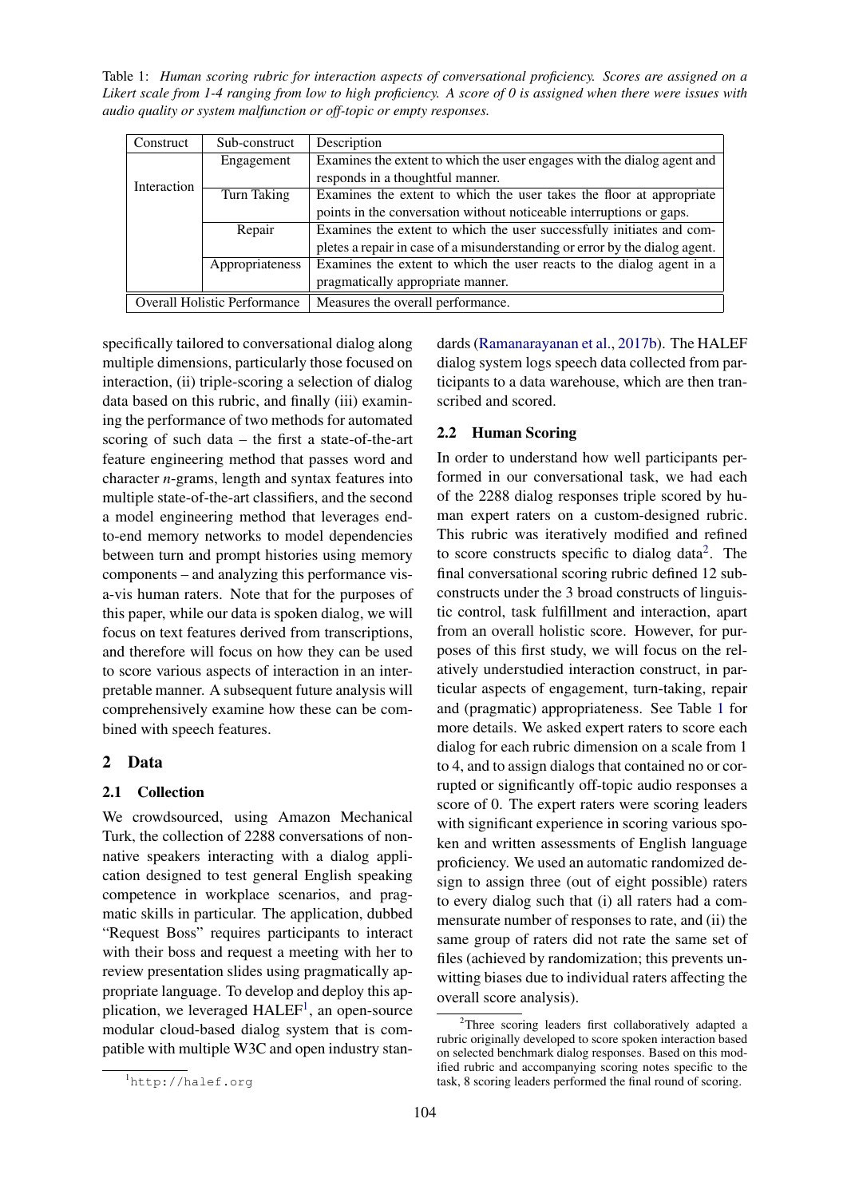Table 1: *Human scoring rubric for interaction aspects of conversational proficiency. Scores are assigned on a Likert scale from 1-4 ranging from low to high proficiency. A score of 0 is assigned when there were issues with audio quality or system malfunction or off-topic or empty responses.*

| Construct | Sub-construct | Description |
|---|---|---|
| Interaction | Engagement | Examines the extent to which the user engages with the dialog agent and responds in a thoughtful manner. |
| | Turn Taking | Examines the extent to which the user takes the floor at appropriate points in the conversation without noticeable interruptions or gaps. |
| | Repair | Examines the extent to which the user successfully initiates and completes a repair in case of a misunderstanding or error by the dialog agent. |
| | Appropriateness | Examines the extent to which the user reacts to the dialog agent in a pragmatically appropriate manner. |
| Overall Holistic Performance | | Measures the overall performance. |

specifically tailored to conversational dialog along multiple dimensions, particularly those focused on interaction, (ii) triple-scoring a selection of dialog data based on this rubric, and finally (iii) examining the performance of two methods for automated scoring of such data – the first a state-of-the-art feature engineering method that passes word and character *n*-grams, length and syntax features into multiple state-of-the-art classifiers, and the second a model engineering method that leverages end-to-end memory networks to model dependencies between turn and prompt histories using memory components – and analyzing this performance vis-a-vis human raters. Note that for the purposes of this paper, while our data is spoken dialog, we will focus on text features derived from transcriptions, and therefore will focus on how they can be used to score various aspects of interaction in an interpretable manner. A subsequent future analysis will comprehensively examine how these can be combined with speech features.

## 2 Data

### 2.1 Collection

We crowdsourced, using Amazon Mechanical Turk, the collection of 2288 conversations of non-native speakers interacting with a dialog application designed to test general English speaking competence in workplace scenarios, and pragmatic skills in particular. The application, dubbed "Request Boss" requires participants to interact with their boss and request a meeting with her to review presentation slides using pragmatically appropriate language. To develop and deploy this application, we leveraged HALEF[1], an open-source modular cloud-based dialog system that is compatible with multiple W3C and open industry standards (Ramanarayanan et al., 2017b). The HALEF dialog system logs speech data collected from participants to a data warehouse, which are then transcribed and scored.

### 2.2 Human Scoring

In order to understand how well participants performed in our conversational task, we had each of the 2288 dialog responses triple scored by human expert raters on a custom-designed rubric. This rubric was iteratively modified and refined to score constructs specific to dialog data[2]. The final conversational scoring rubric defined 12 sub-constructs under the 3 broad constructs of linguistic control, task fulfillment and interaction, apart from an overall holistic score. However, for purposes of this first study, we will focus on the relatively understudied interaction construct, in particular aspects of engagement, turn-taking, repair and (pragmatic) appropriateness. See Table 1 for more details. We asked expert raters to score each dialog for each rubric dimension on a scale from 1 to 4, and to assign dialogs that contained no or corrupted or significantly off-topic audio responses a score of 0. The expert raters were scoring leaders with significant experience in scoring various spoken and written assessments of English language proficiency. We used an automatic randomized design to assign three (out of eight possible) raters to every dialog such that (i) all raters had a commensurate number of responses to rate, and (ii) the same group of raters did not rate the same set of files (achieved by randomization; this prevents unwitting biases due to individual raters affecting the overall score analysis).

[1] http://halef.org

[2] Three scoring leaders first collaboratively adapted a rubric originally developed to score spoken interaction based on selected benchmark dialog responses. Based on this modified rubric and accompanying scoring notes specific to the task, 8 scoring leaders performed the final round of scoring.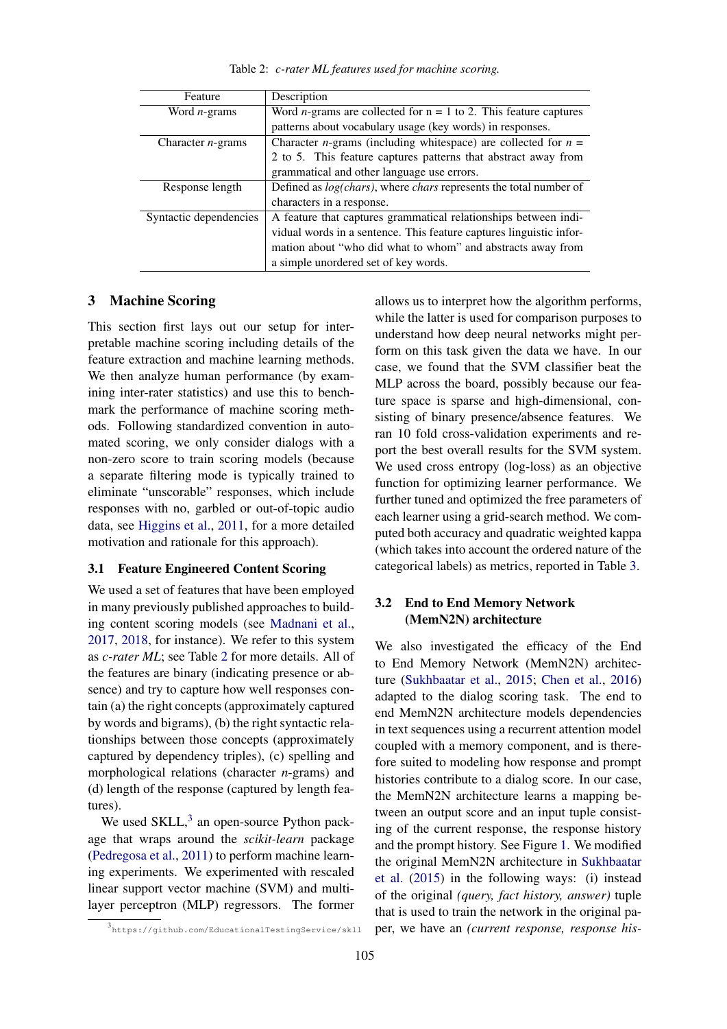Table 2: *c-rater ML features used for machine scoring.*

| Feature | Description |
|---|---|
| Word *n*-grams | Word *n*-grams are collected for n = 1 to 2. This feature captures patterns about vocabulary usage (key words) in responses. |
| Character *n*-grams | Character *n*-grams (including whitespace) are collected for $n$ = 2 to 5. This feature captures patterns that abstract away from grammatical and other language use errors. |
| Response length | Defined as *log(chars)*, where *chars* represents the total number of characters in a response. |
| Syntactic dependencies | A feature that captures grammatical relationships between individual words in a sentence. This feature captures linguistic information about "who did what to whom" and abstracts away from a simple unordered set of key words. |

## 3 Machine Scoring

This section first lays out our setup for interpretable machine scoring including details of the feature extraction and machine learning methods. We then analyze human performance (by examining inter-rater statistics) and use this to benchmark the performance of machine scoring methods. Following standardized convention in automated scoring, we only consider dialogs with a non-zero score to train scoring models (because a separate filtering mode is typically trained to eliminate "unscorable" responses, which include responses with no, garbled or out-of-topic audio data, see Higgins et al., 2011, for a more detailed motivation and rationale for this approach).

### 3.1 Feature Engineered Content Scoring

We used a set of features that have been employed in many previously published approaches to building content scoring models (see Madnani et al., 2017, 2018, for instance). We refer to this system as *c-rater ML*; see Table 2 for more details. All of the features are binary (indicating presence or absence) and try to capture how well responses contain (a) the right concepts (approximately captured by words and bigrams), (b) the right syntactic relationships between those concepts (approximately captured by dependency triples), (c) spelling and morphological relations (character *n*-grams) and (d) length of the response (captured by length features).

We used SKLL,[3] an open-source Python package that wraps around the *scikit-learn* package (Pedregosa et al., 2011) to perform machine learning experiments. We experimented with rescaled linear support vector machine (SVM) and multi-layer perceptron (MLP) regressors. The former allows us to interpret how the algorithm performs, while the latter is used for comparison purposes to understand how deep neural networks might perform on this task given the data we have. In our case, we found that the SVM classifier beat the MLP across the board, possibly because our feature space is sparse and high-dimensional, consisting of binary presence/absence features. We ran 10 fold cross-validation experiments and report the best overall results for the SVM system. We used cross entropy (log-loss) as an objective function for optimizing learner performance. We further tuned and optimized the free parameters of each learner using a grid-search method. We computed both accuracy and quadratic weighted kappa (which takes into account the ordered nature of the categorical labels) as metrics, reported in Table 3.

### 3.2 End to End Memory Network (MemN2N) architecture

We also investigated the efficacy of the End to End Memory Network (MemN2N) architecture (Sukhbaatar et al., 2015; Chen et al., 2016) adapted to the dialog scoring task. The end to end MemN2N architecture models dependencies in text sequences using a recurrent attention model coupled with a memory component, and is therefore suited to modeling how response and prompt histories contribute to a dialog score. In our case, the MemN2N architecture learns a mapping between an output score and an input tuple consisting of the current response, the response history and the prompt history. See Figure 1. We modified the original MemN2N architecture in Sukhbaatar et al. (2015) in the following ways: (i) instead of the original *(query, fact history, answer)* tuple that is used to train the network in the original paper, we have an *(current response, response his-*

[3] https://github.com/EducationalTestingService/skll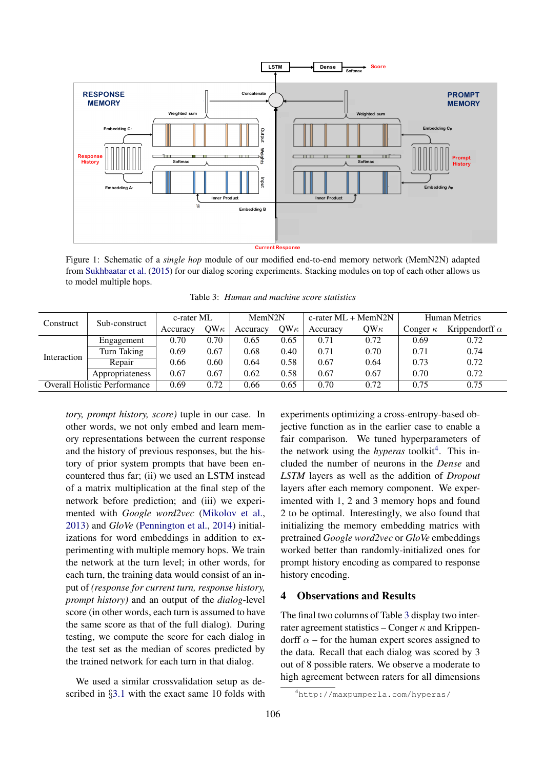Figure 1: Schematic of a *single hop* module of our modified end-to-end memory network (MemN2N) adapted from Sukhbaatar et al. (2015) for our dialog scoring experiments. Stacking modules on top of each other allows us to model multiple hops.

Table 3: *Human and machine score statistics*

| Construct | Sub-construct | c-rater ML | | MemN2N | | c-rater ML + MemN2N | | Human Metrics | |
|---|---|---|---|---|---|---|---|---|---|
| | | Accuracy | QW$\kappa$ | Accuracy | QW$\kappa$ | Accuracy | QW$\kappa$ | Conger $\kappa$ | Krippendorff $\alpha$ |
| Interaction | Engagement | 0.70 | 0.70 | 0.65 | 0.65 | 0.71 | 0.72 | 0.69 | 0.72 |
| | Turn Taking | 0.69 | 0.67 | 0.68 | 0.40 | 0.71 | 0.70 | 0.71 | 0.74 |
| | Repair | 0.66 | 0.60 | 0.64 | 0.58 | 0.67 | 0.64 | 0.73 | 0.72 |
| | Appropriateness | 0.67 | 0.67 | 0.62 | 0.58 | 0.67 | 0.67 | 0.70 | 0.72 |
| Overall Holistic Performance | | 0.69 | 0.72 | 0.66 | 0.65 | 0.70 | 0.72 | 0.75 | 0.75 |

*tory, prompt history, score)* tuple in our case. In other words, we not only embed and learn memory representations between the current response and the history of previous responses, but the history of prior system prompts that have been encountered thus far; (ii) we used an LSTM instead of a matrix multiplication at the final step of the network before prediction; and (iii) we experimented with *Google word2vec* (Mikolov et al., 2013) and *GloVe* (Pennington et al., 2014) initializations for word embeddings in addition to experimenting with multiple memory hops. We train the network at the turn level; in other words, for each turn, the training data would consist of an input of *(response for current turn, response history, prompt history)* and an output of the *dialog*-level score (in other words, each turn is assumed to have the same score as that of the full dialog). During testing, we compute the score for each dialog in the test set as the median of scores predicted by the trained network for each turn in that dialog.

We used a similar crossvalidation setup as described in §3.1 with the exact same 10 folds with experiments optimizing a cross-entropy-based objective function as in the earlier case to enable a fair comparison. We tuned hyperparameters of the network using the *hyperas* toolkit[4]. This included the number of neurons in the *Dense* and *LSTM* layers as well as the addition of *Dropout* layers after each memory component. We experimented with 1, 2 and 3 memory hops and found 2 to be optimal. Interestingly, we also found that initializing the memory embedding matrics with pretrained *Google word2vec* or *GloVe* embeddings worked better than randomly-initialized ones for prompt history encoding as compared to response history encoding.

## 4 Observations and Results

The final two columns of Table 3 display two interrater agreement statistics – Conger $\kappa$ and Krippendorff $\alpha$ – for the human expert scores assigned to the data. Recall that each dialog was scored by 3 out of 8 possible raters. We observe a moderate to high agreement between raters for all dimensions

[4] `http://maxpumperla.com/hyperas/`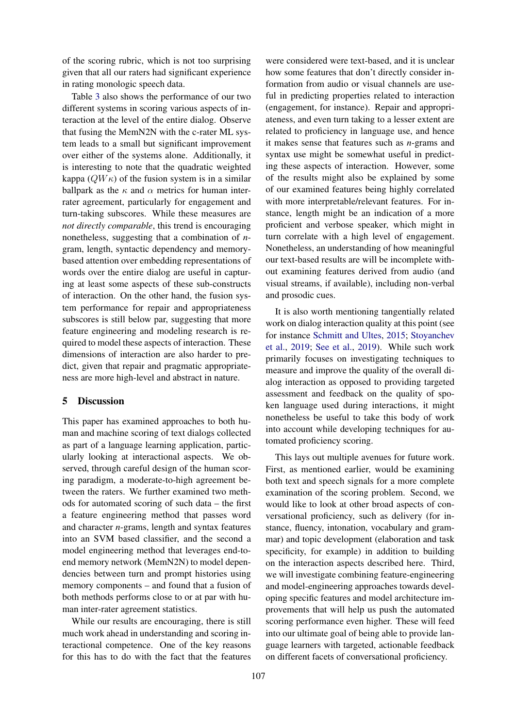of the scoring rubric, which is not too surprising given that all our raters had significant experience in rating monologic speech data.

Table 3 also shows the performance of our two different systems in scoring various aspects of interaction at the level of the entire dialog. Observe that fusing the MemN2N with the c-rater ML system leads to a small but significant improvement over either of the systems alone. Additionally, it is interesting to note that the quadratic weighted kappa ($QW\kappa$) of the fusion system is in a similar ballpark as the $\kappa$ and $\alpha$ metrics for human inter-rater agreement, particularly for engagement and turn-taking subscores. While these measures are *not directly comparable*, this trend is encouraging nonetheless, suggesting that a combination of *n*-gram, length, syntactic dependency and memory-based attention over embedding representations of words over the entire dialog are useful in capturing at least some aspects of these sub-constructs of interaction. On the other hand, the fusion system performance for repair and appropriateness subscores is still below par, suggesting that more feature engineering and modeling research is required to model these aspects of interaction. These dimensions of interaction are also harder to predict, given that repair and pragmatic appropriateness are more high-level and abstract in nature.

## 5 Discussion

This paper has examined approaches to both human and machine scoring of text dialogs collected as part of a language learning application, particularly looking at interactional aspects. We observed, through careful design of the human scoring paradigm, a moderate-to-high agreement between the raters. We further examined two methods for automated scoring of such data – the first a feature engineering method that passes word and character *n*-grams, length and syntax features into an SVM based classifier, and the second a model engineering method that leverages end-to-end memory network (MemN2N) to model dependencies between turn and prompt histories using memory components – and found that a fusion of both methods performs close to or at par with human inter-rater agreement statistics.

While our results are encouraging, there is still much work ahead in understanding and scoring interactional competence. One of the key reasons for this has to do with the fact that the features were considered were text-based, and it is unclear how some features that don't directly consider information from audio or visual channels are useful in predicting properties related to interaction (engagement, for instance). Repair and appropriateness, and even turn taking to a lesser extent are related to proficiency in language use, and hence it makes sense that features such as *n*-grams and syntax use might be somewhat useful in predicting these aspects of interaction. However, some of the results might also be explained by some of our examined features being highly correlated with more interpretable/relevant features. For instance, length might be an indication of a more proficient and verbose speaker, which might in turn correlate with a high level of engagement. Nonetheless, an understanding of how meaningful our text-based results are will be incomplete without examining features derived from audio (and visual streams, if available), including non-verbal and prosodic cues.

It is also worth mentioning tangentially related work on dialog interaction quality at this point (see for instance Schmitt and Ultes, 2015; Stoyanchev et al., 2019; See et al., 2019). While such work primarily focuses on investigating techniques to measure and improve the quality of the overall dialog interaction as opposed to providing targeted assessment and feedback on the quality of spoken language used during interactions, it might nonetheless be useful to take this body of work into account while developing techniques for automated proficiency scoring.

This lays out multiple avenues for future work. First, as mentioned earlier, would be examining both text and speech signals for a more complete examination of the scoring problem. Second, we would like to look at other broad aspects of conversational proficiency, such as delivery (for instance, fluency, intonation, vocabulary and grammar) and topic development (elaboration and task specificity, for example) in addition to building on the interaction aspects described here. Third, we will investigate combining feature-engineering and model-engineering approaches towards developing specific features and model architecture improvements that will help us push the automated scoring performance even higher. These will feed into our ultimate goal of being able to provide language learners with targeted, actionable feedback on different facets of conversational proficiency.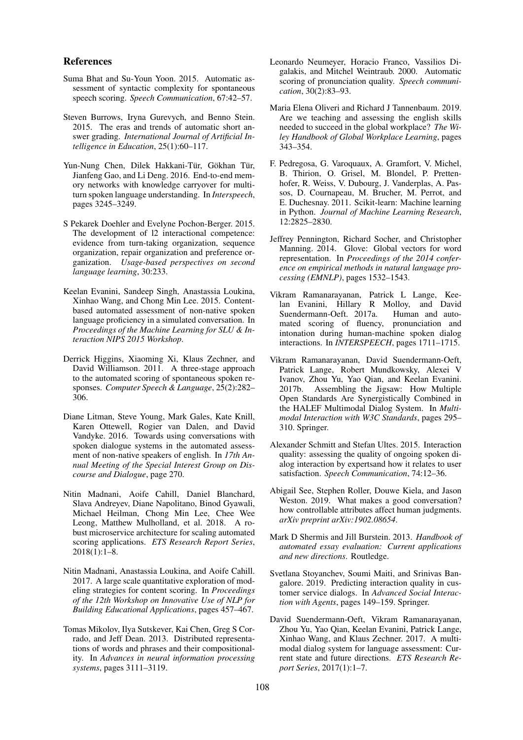## References

Suma Bhat and Su-Youn Yoon. 2015. Automatic assessment of syntactic complexity for spontaneous speech scoring. *Speech Communication*, 67:42–57.

Steven Burrows, Iryna Gurevych, and Benno Stein. 2015. The eras and trends of automatic short answer grading. *International Journal of Artificial Intelligence in Education*, 25(1):60–117.

Yun-Nung Chen, Dilek Hakkani-Tür, Gökhan Tür, Jianfeng Gao, and Li Deng. 2016. End-to-end memory networks with knowledge carryover for multi-turn spoken language understanding. In *Interspeech*, pages 3245–3249.

S Pekarek Doehler and Evelyne Pochon-Berger. 2015. The development of l2 interactional competence: evidence from turn-taking organization, sequence organization, repair organization and preference organization. *Usage-based perspectives on second language learning*, 30:233.

Keelan Evanini, Sandeep Singh, Anastassia Loukina, Xinhao Wang, and Chong Min Lee. 2015. Content-based automated assessment of non-native spoken language proficiency in a simulated conversation. In *Proceedings of the Machine Learning for SLU & Interaction NIPS 2015 Workshop*.

Derrick Higgins, Xiaoming Xi, Klaus Zechner, and David Williamson. 2011. A three-stage approach to the automated scoring of spontaneous spoken responses. *Computer Speech & Language*, 25(2):282–306.

Diane Litman, Steve Young, Mark Gales, Kate Knill, Karen Ottewell, Rogier van Dalen, and David Vandyke. 2016. Towards using conversations with spoken dialogue systems in the automated assessment of non-native speakers of english. In *17th Annual Meeting of the Special Interest Group on Discourse and Dialogue*, page 270.

Nitin Madnani, Aoife Cahill, Daniel Blanchard, Slava Andreyev, Diane Napolitano, Binod Gyawali, Michael Heilman, Chong Min Lee, Chee Wee Leong, Matthew Mulholland, et al. 2018. A robust microservice architecture for scaling automated scoring applications. *ETS Research Report Series*, 2018(1):1–8.

Nitin Madnani, Anastassia Loukina, and Aoife Cahill. 2017. A large scale quantitative exploration of modeling strategies for content scoring. In *Proceedings of the 12th Workshop on Innovative Use of NLP for Building Educational Applications*, pages 457–467.

Tomas Mikolov, Ilya Sutskever, Kai Chen, Greg S Corrado, and Jeff Dean. 2013. Distributed representations of words and phrases and their compositionality. In *Advances in neural information processing systems*, pages 3111–3119.

Leonardo Neumeyer, Horacio Franco, Vassilios Digalakis, and Mitchel Weintraub. 2000. Automatic scoring of pronunciation quality. *Speech communication*, 30(2):83–93.

Maria Elena Oliveri and Richard J Tannenbaum. 2019. Are we teaching and assessing the english skills needed to succeed in the global workplace? *The Wiley Handbook of Global Workplace Learning*, pages 343–354.

F. Pedregosa, G. Varoquaux, A. Gramfort, V. Michel, B. Thirion, O. Grisel, M. Blondel, P. Prettenhofer, R. Weiss, V. Dubourg, J. Vanderplas, A. Passos, D. Cournapeau, M. Brucher, M. Perrot, and E. Duchesnay. 2011. Scikit-learn: Machine learning in Python. *Journal of Machine Learning Research*, 12:2825–2830.

Jeffrey Pennington, Richard Socher, and Christopher Manning. 2014. Glove: Global vectors for word representation. In *Proceedings of the 2014 conference on empirical methods in natural language processing (EMNLP)*, pages 1532–1543.

Vikram Ramanarayanan, Patrick L Lange, Keelan Evanini, Hillary R Molloy, and David Suendermann-Oeft. 2017a. Human and automated scoring of fluency, pronunciation and intonation during human-machine spoken dialog interactions. In *INTERSPEECH*, pages 1711–1715.

Vikram Ramanarayanan, David Suendermann-Oeft, Patrick Lange, Robert Mundkowsky, Alexei V Ivanov, Zhou Yu, Yao Qian, and Keelan Evanini. 2017b. Assembling the Jigsaw: How Multiple Open Standards Are Synergistically Combined in the HALEF Multimodal Dialog System. In *Multimodal Interaction with W3C Standards*, pages 295–310. Springer.

Alexander Schmitt and Stefan Ultes. 2015. Interaction quality: assessing the quality of ongoing spoken dialog interaction by expertsand how it relates to user satisfaction. *Speech Communication*, 74:12–36.

Abigail See, Stephen Roller, Douwe Kiela, and Jason Weston. 2019. What makes a good conversation? how controllable attributes affect human judgments. *arXiv preprint arXiv:1902.08654*.

Mark D Shermis and Jill Burstein. 2013. *Handbook of automated essay evaluation: Current applications and new directions*. Routledge.

Svetlana Stoyanchev, Soumi Maiti, and Srinivas Bangalore. 2019. Predicting interaction quality in customer service dialogs. In *Advanced Social Interaction with Agents*, pages 149–159. Springer.

David Suendermann-Oeft, Vikram Ramanarayanan, Zhou Yu, Yao Qian, Keelan Evanini, Patrick Lange, Xinhao Wang, and Klaus Zechner. 2017. A multimodal dialog system for language assessment: Current state and future directions. *ETS Research Report Series*, 2017(1):1–7.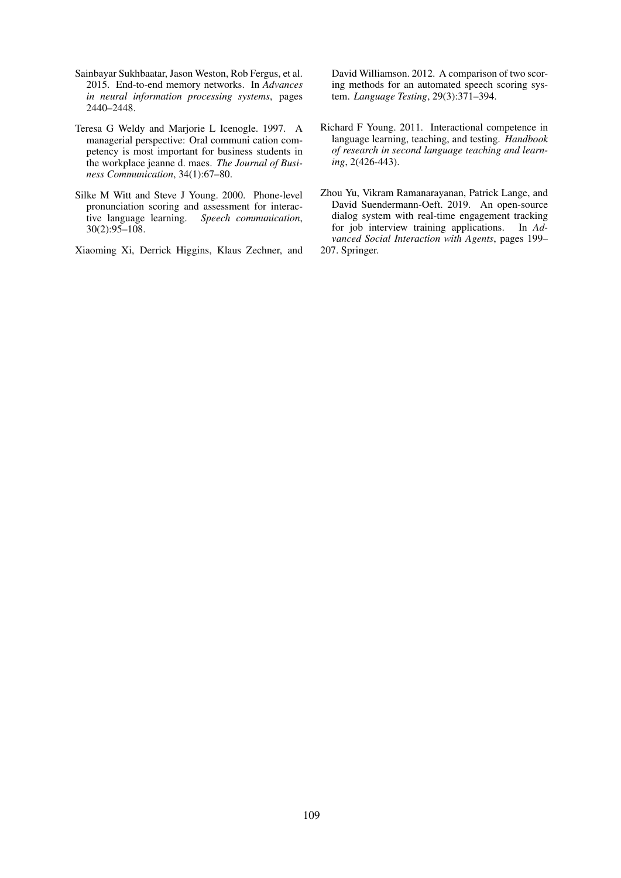Sainbayar Sukhbaatar, Jason Weston, Rob Fergus, et al. 2015. End-to-end memory networks. In *Advances in neural information processing systems*, pages 2440–2448.

Teresa G Weldy and Marjorie L Icenogle. 1997. A managerial perspective: Oral communi cation competency is most important for business students in the workplace jeanne d. maes. *The Journal of Business Communication*, 34(1):67–80.

Silke M Witt and Steve J Young. 2000. Phone-level pronunciation scoring and assessment for interactive language learning. *Speech communication*, 30(2):95–108.

Xiaoming Xi, Derrick Higgins, Klaus Zechner, and David Williamson. 2012. A comparison of two scoring methods for an automated speech scoring system. *Language Testing*, 29(3):371–394.

Richard F Young. 2011. Interactional competence in language learning, teaching, and testing. *Handbook of research in second language teaching and learning*, 2(426-443).

Zhou Yu, Vikram Ramanarayanan, Patrick Lange, and David Suendermann-Oeft. 2019. An open-source dialog system with real-time engagement tracking for job interview training applications. In *Advanced Social Interaction with Agents*, pages 199–207. Springer.